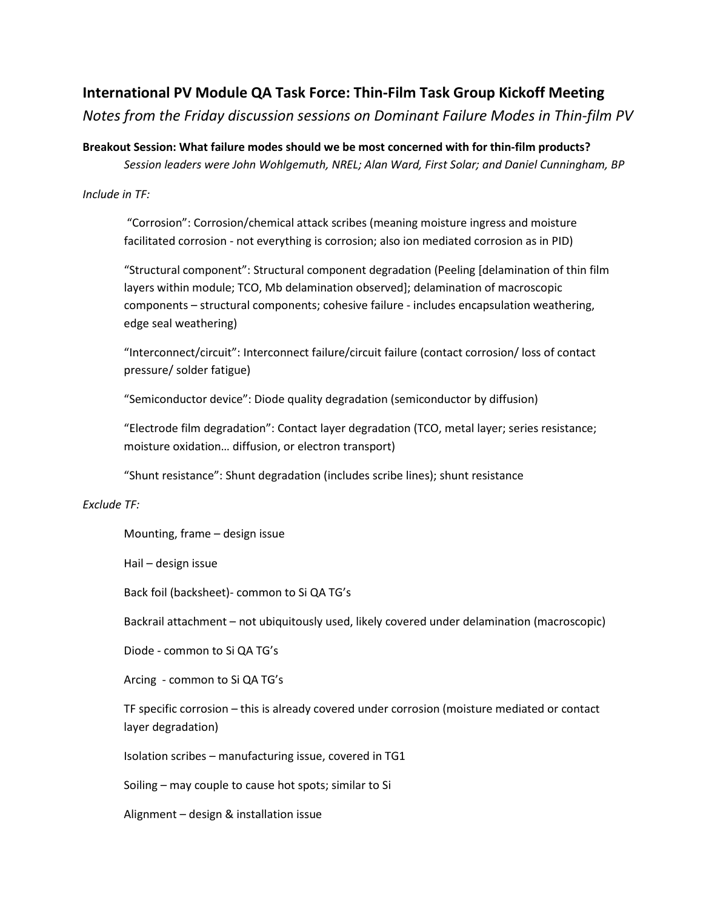## International PV Module QA Task Force: Thin-Film Task Group Kickoff Meeting

*Notes from the Friday discussion sessions on Dominant Failure Modes in Thin-film PV*

**Breakout Session: What failure modes should we be most concerned with for thin-film products?**

*Session leaders were John Wohlgemuth, NREL; Alan Ward, First Solar; and Daniel Cunningham, BP*

*Include in TF:*

"Corrosion": Corrosion/chemical attack scribes (meaning moisture ingress and moisture facilitated corrosion - not everything is corrosion; also ion mediated corrosion as in PID)

"Structural component": Structural component degradation (Peeling [delamination of thin film layers within module; TCO, Mb delamination observed]; delamination of macroscopic components – structural components; cohesive failure - includes encapsulation weathering, edge seal weathering)

"Interconnect/circuit": Interconnect failure/circuit failure (contact corrosion/ loss of contact pressure/ solder fatigue)

"Semiconductor device": Diode quality degradation (semiconductor by diffusion)

"Electrode film degradation": Contact layer degradation (TCO, metal layer; series resistance; moisture oxidation… diffusion, or electron transport)

"Shunt resistance": Shunt degradation (includes scribe lines); shunt resistance

*Exclude TF:*

Mounting, frame – design issue

Hail – design issue

Back foil (backsheet)- common to Si QA TG's

Backrail attachment – not ubiquitously used, likely covered under delamination (macroscopic)

Diode - common to Si QA TG's

Arcing - common to Si QA TG's

TF specific corrosion – this is already covered under corrosion (moisture mediated or contact layer degradation)

Isolation scribes – manufacturing issue, covered in TG1

Soiling – may couple to cause hot spots; similar to Si

Alignment – design & installation issue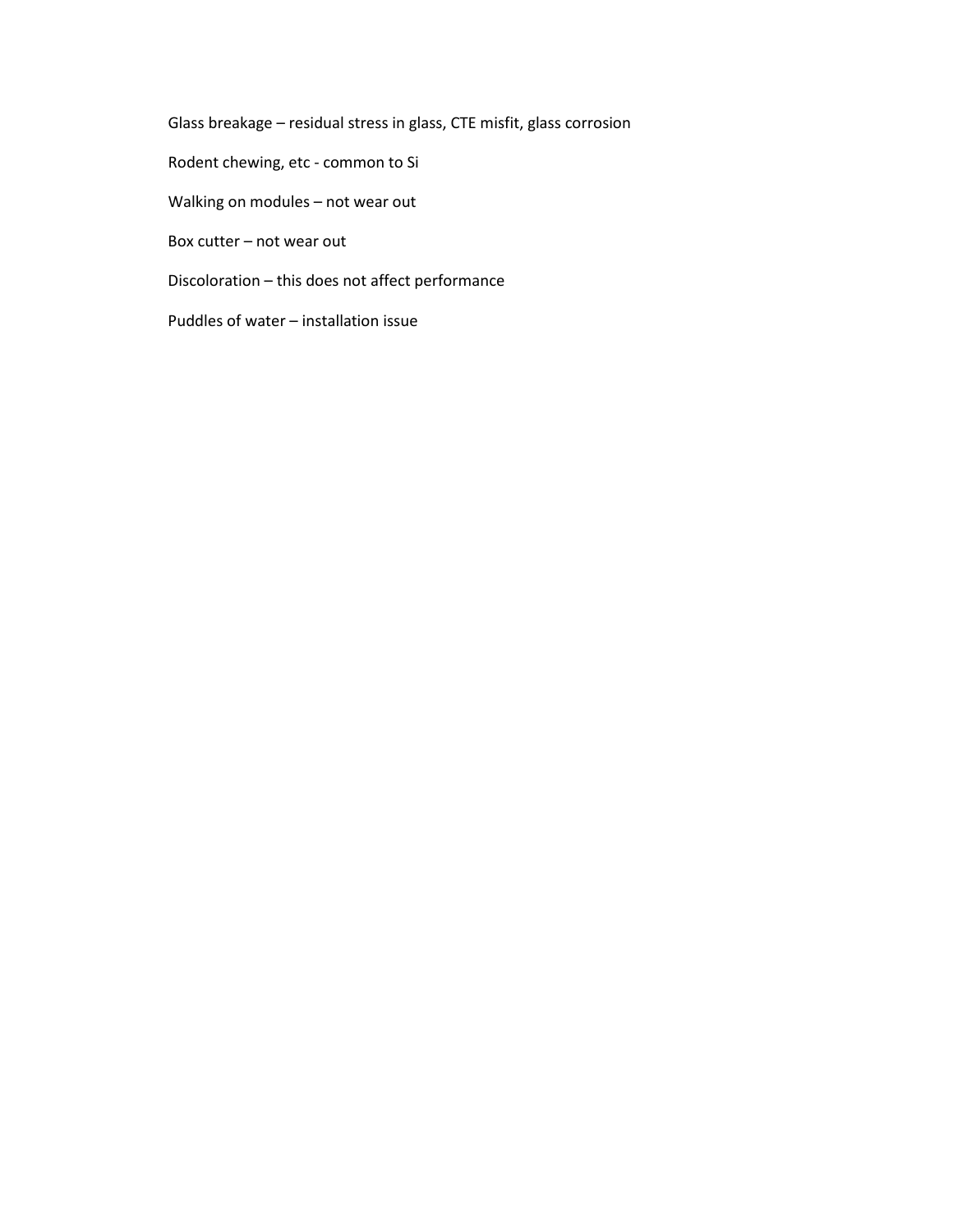Glass breakage – residual stress in glass, CTE misfit, glass corrosion

Rodent chewing, etc - common to Si

Walking on modules – not wear out

Box cutter – not wear out

Discoloration – this does not affect performance

Puddles of water – installation issue